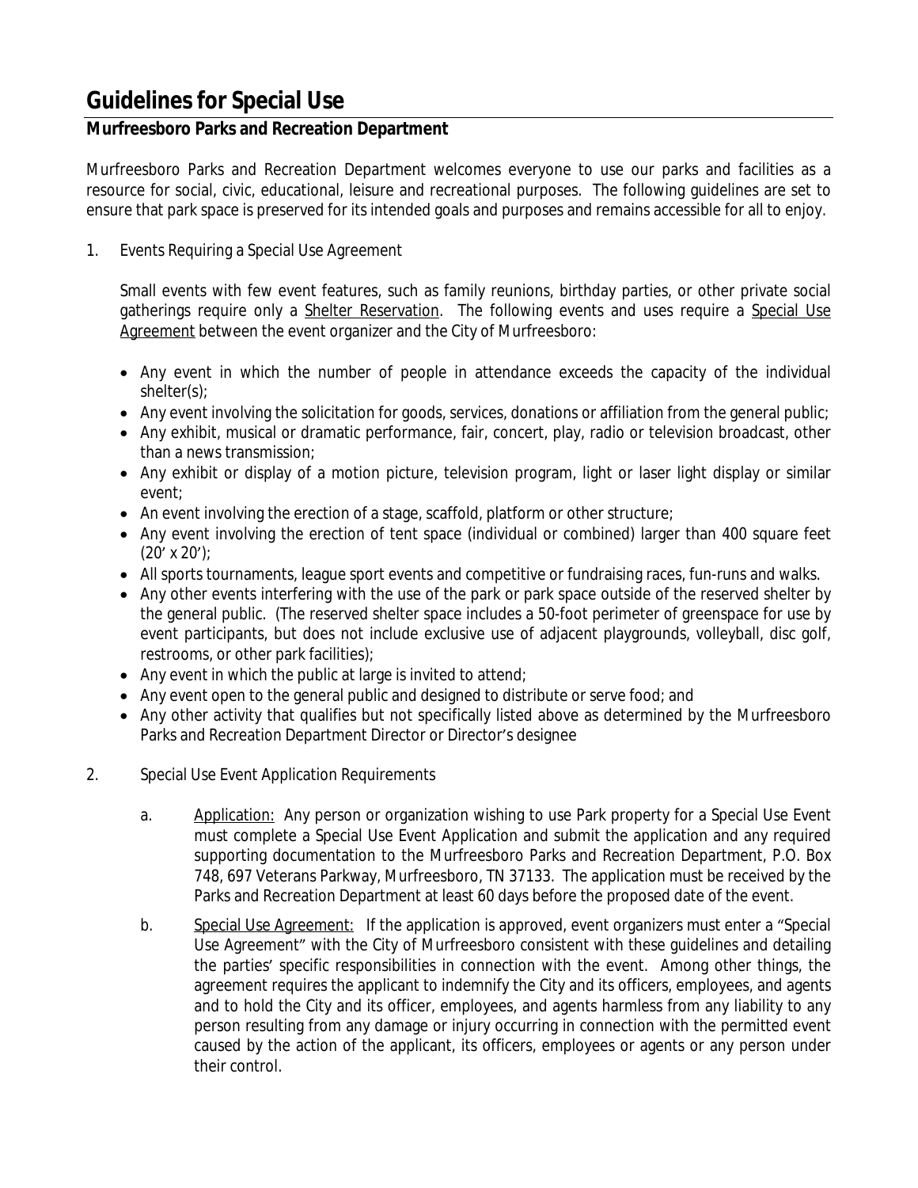# Guidelines for Special Use

## Murfreesboro Parks and Recreation Department

Murfreesboro Parks and Recreation Department welcomes everyone to use our parks and facilities as a resource for social, civic, educational, leisure and recreational purposes. The following guidelines are set to ensure that park space is preserved for its intended goals and purposes and remains accessible for all to enjoy.

1. Events Requiring a Special Use Agreement

   Small events with few event features, such as family reunions, birthday parties, or other private social gatherings require only a Shelter Reservation. The following events and uses require a Special Use Agreement between the event organizer and the City of Murfreesboro:

   - Any event in which the number of people in attendance exceeds the capacity of the individual shelter(s);
   - Any event involving the solicitation for goods, services, donations or affiliation from the general public;
   - Any exhibit, musical or dramatic performance, fair, concert, play, radio or television broadcast, other than a news transmission;
   - Any exhibit or display of a motion picture, television program, light or laser light display or similar event;
   - An event involving the erection of a stage, scaffold, platform or other structure;
   - Any event involving the erection of tent space (individual or combined) larger than 400 square feet (20' x 20');
   - All sports tournaments, league sport events and competitive or fundraising races, fun-runs and walks.
   - Any other events interfering with the use of the park or park space outside of the reserved shelter by the general public. (The reserved shelter space includes a 50-foot perimeter of greenspace for use by event participants, but does not include exclusive use of adjacent playgrounds, volleyball, disc golf, restrooms, or other park facilities);
   - Any event in which the public at large is invited to attend;
   - Any event open to the general public and designed to distribute or serve food; and
   - Any other activity that qualifies but not specifically listed above as determined by the Murfreesboro Parks and Recreation Department Director or Director's designee

2. Special Use Event Application Requirements

   a. Application: Any person or organization wishing to use Park property for a Special Use Event must complete a Special Use Event Application and submit the application and any required supporting documentation to the Murfreesboro Parks and Recreation Department, P.O. Box 748, 697 Veterans Parkway, Murfreesboro, TN 37133. The application must be received by the Parks and Recreation Department at least 60 days before the proposed date of the event.

   b. Special Use Agreement: If the application is approved, event organizers must enter a "Special Use Agreement" with the City of Murfreesboro consistent with these guidelines and detailing the parties' specific responsibilities in connection with the event. Among other things, the agreement requires the applicant to indemnify the City and its officers, employees, and agents and to hold the City and its officer, employees, and agents harmless from any liability to any person resulting from any damage or injury occurring in connection with the permitted event caused by the action of the applicant, its officers, employees or agents or any person under their control.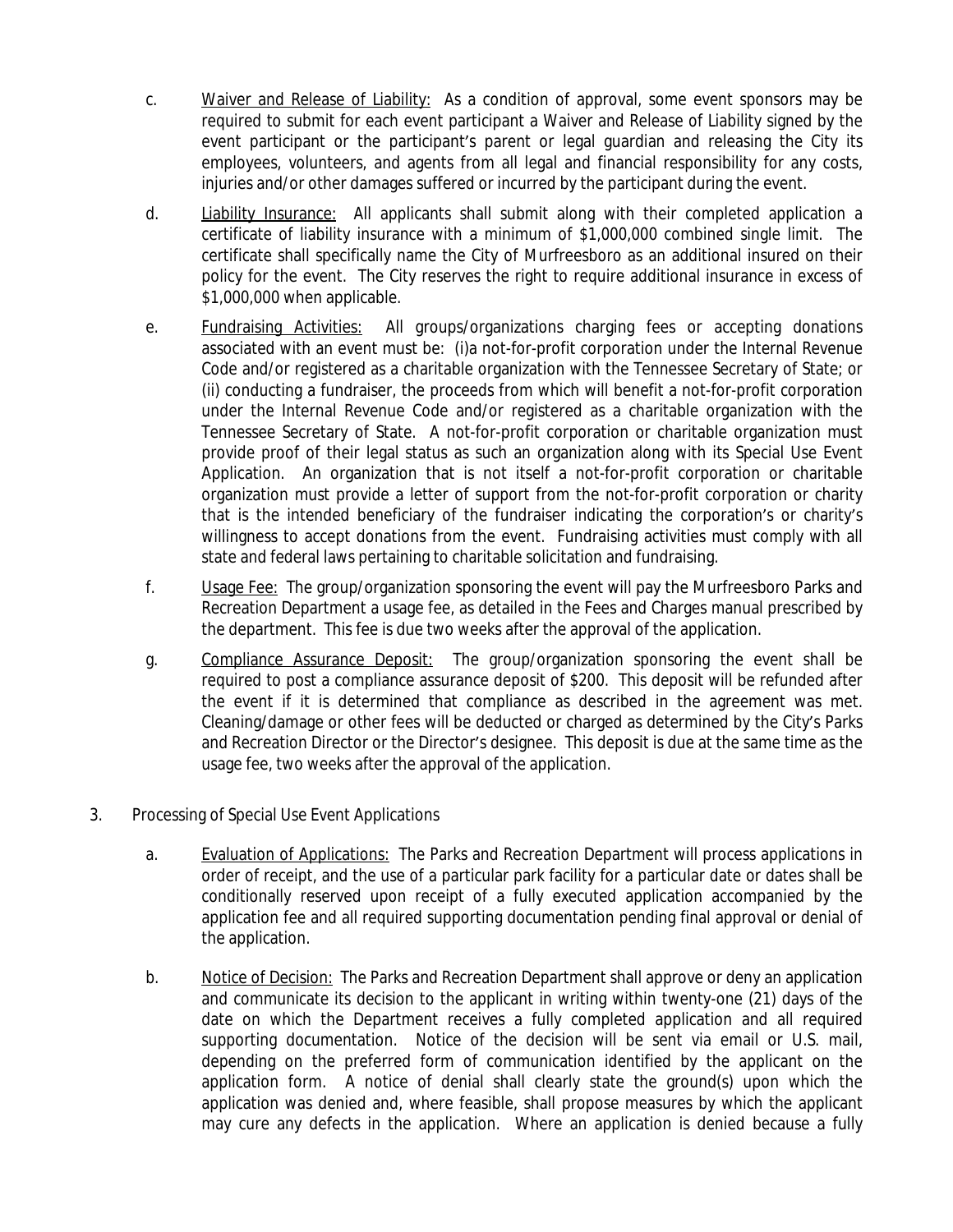c. Waiver and Release of Liability: As a condition of approval, some event sponsors may be required to submit for each event participant a Waiver and Release of Liability signed by the event participant or the participant's parent or legal guardian and releasing the City its employees, volunteers, and agents from all legal and financial responsibility for any costs, injuries and/or other damages suffered or incurred by the participant during the event.

d. Liability Insurance: All applicants shall submit along with their completed application a certificate of liability insurance with a minimum of $1,000,000 combined single limit. The certificate shall specifically name the City of Murfreesboro as an additional insured on their policy for the event. The City reserves the right to require additional insurance in excess of $1,000,000 when applicable.

e. Fundraising Activities: All groups/organizations charging fees or accepting donations associated with an event must be: (i)a not-for-profit corporation under the Internal Revenue Code and/or registered as a charitable organization with the Tennessee Secretary of State; or (ii) conducting a fundraiser, the proceeds from which will benefit a not-for-profit corporation under the Internal Revenue Code and/or registered as a charitable organization with the Tennessee Secretary of State. A not-for-profit corporation or charitable organization must provide proof of their legal status as such an organization along with its Special Use Event Application. An organization that is not itself a not-for-profit corporation or charitable organization must provide a letter of support from the not-for-profit corporation or charity that is the intended beneficiary of the fundraiser indicating the corporation's or charity's willingness to accept donations from the event. Fundraising activities must comply with all state and federal laws pertaining to charitable solicitation and fundraising.

f. Usage Fee: The group/organization sponsoring the event will pay the Murfreesboro Parks and Recreation Department a usage fee, as detailed in the Fees and Charges manual prescribed by the department. This fee is due two weeks after the approval of the application.

g. Compliance Assurance Deposit: The group/organization sponsoring the event shall be required to post a compliance assurance deposit of $200. This deposit will be refunded after the event if it is determined that compliance as described in the agreement was met. Cleaning/damage or other fees will be deducted or charged as determined by the City's Parks and Recreation Director or the Director's designee. This deposit is due at the same time as the usage fee, two weeks after the approval of the application.

3. Processing of Special Use Event Applications

a. Evaluation of Applications: The Parks and Recreation Department will process applications in order of receipt, and the use of a particular park facility for a particular date or dates shall be conditionally reserved upon receipt of a fully executed application accompanied by the application fee and all required supporting documentation pending final approval or denial of the application.

b. Notice of Decision: The Parks and Recreation Department shall approve or deny an application and communicate its decision to the applicant in writing within twenty-one (21) days of the date on which the Department receives a fully completed application and all required supporting documentation. Notice of the decision will be sent via email or U.S. mail, depending on the preferred form of communication identified by the applicant on the application form. A notice of denial shall clearly state the ground(s) upon which the application was denied and, where feasible, shall propose measures by which the applicant may cure any defects in the application. Where an application is denied because a fully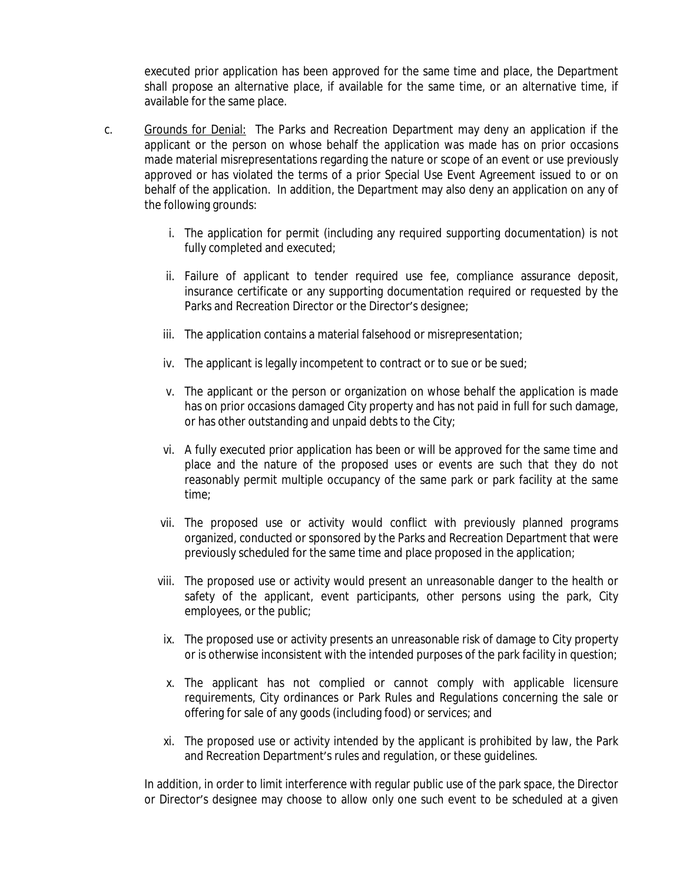executed prior application has been approved for the same time and place, the Department shall propose an alternative place, if available for the same time, or an alternative time, if available for the same place.

c. Grounds for Denial: The Parks and Recreation Department may deny an application if the applicant or the person on whose behalf the application was made has on prior occasions made material misrepresentations regarding the nature or scope of an event or use previously approved or has violated the terms of a prior Special Use Event Agreement issued to or on behalf of the application. In addition, the Department may also deny an application on any of the following grounds:

   i. The application for permit (including any required supporting documentation) is not fully completed and executed;

   ii. Failure of applicant to tender required use fee, compliance assurance deposit, insurance certificate or any supporting documentation required or requested by the Parks and Recreation Director or the Director's designee;

   iii. The application contains a material falsehood or misrepresentation;

   iv. The applicant is legally incompetent to contract or to sue or be sued;

   v. The applicant or the person or organization on whose behalf the application is made has on prior occasions damaged City property and has not paid in full for such damage, or has other outstanding and unpaid debts to the City;

   vi. A fully executed prior application has been or will be approved for the same time and place and the nature of the proposed uses or events are such that they do not reasonably permit multiple occupancy of the same park or park facility at the same time;

   vii. The proposed use or activity would conflict with previously planned programs organized, conducted or sponsored by the Parks and Recreation Department that were previously scheduled for the same time and place proposed in the application;

   viii. The proposed use or activity would present an unreasonable danger to the health or safety of the applicant, event participants, other persons using the park, City employees, or the public;

   ix. The proposed use or activity presents an unreasonable risk of damage to City property or is otherwise inconsistent with the intended purposes of the park facility in question;

   x. The applicant has not complied or cannot comply with applicable licensure requirements, City ordinances or Park Rules and Regulations concerning the sale or offering for sale of any goods (including food) or services; and

   xi. The proposed use or activity intended by the applicant is prohibited by law, the Park and Recreation Department's rules and regulation, or these guidelines.

In addition, in order to limit interference with regular public use of the park space, the Director or Director's designee may choose to allow only one such event to be scheduled at a given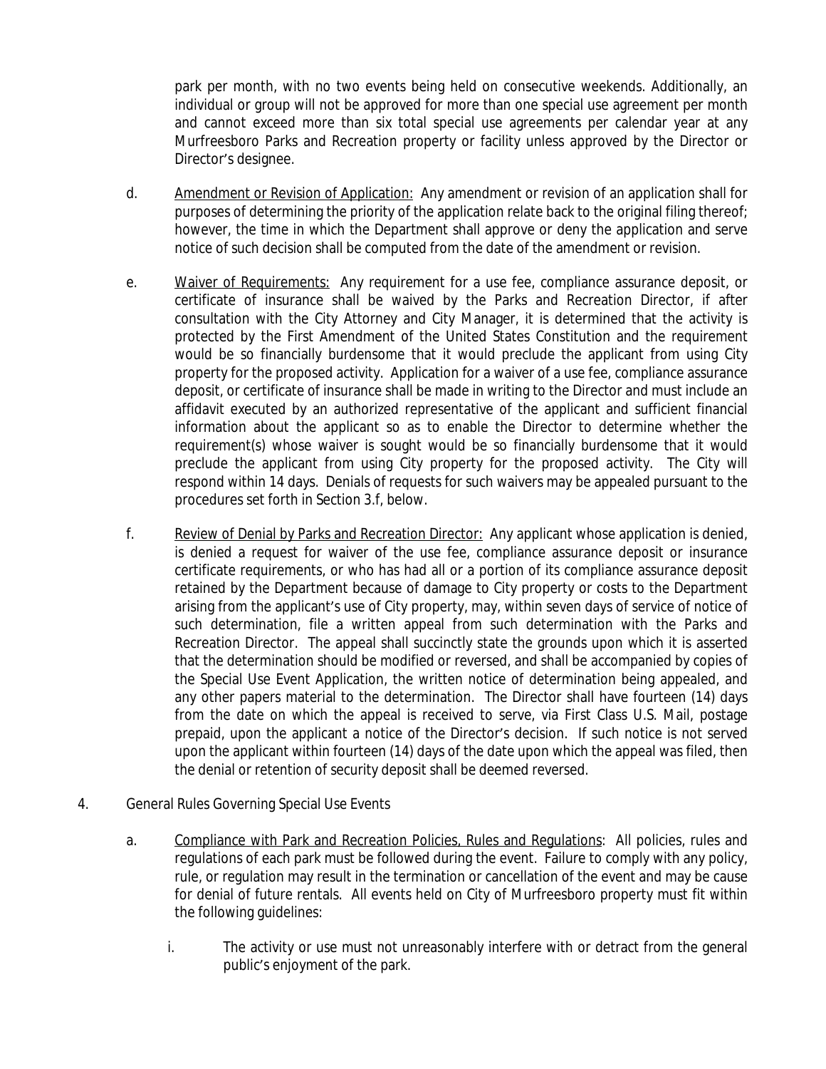park per month, with no two events being held on consecutive weekends. Additionally, an individual or group will not be approved for more than one special use agreement per month and cannot exceed more than six total special use agreements per calendar year at any Murfreesboro Parks and Recreation property or facility unless approved by the Director or Director's designee.

d. Amendment or Revision of Application: Any amendment or revision of an application shall for purposes of determining the priority of the application relate back to the original filing thereof; however, the time in which the Department shall approve or deny the application and serve notice of such decision shall be computed from the date of the amendment or revision.

e. Waiver of Requirements: Any requirement for a use fee, compliance assurance deposit, or certificate of insurance shall be waived by the Parks and Recreation Director, if after consultation with the City Attorney and City Manager, it is determined that the activity is protected by the First Amendment of the United States Constitution and the requirement would be so financially burdensome that it would preclude the applicant from using City property for the proposed activity. Application for a waiver of a use fee, compliance assurance deposit, or certificate of insurance shall be made in writing to the Director and must include an affidavit executed by an authorized representative of the applicant and sufficient financial information about the applicant so as to enable the Director to determine whether the requirement(s) whose waiver is sought would be so financially burdensome that it would preclude the applicant from using City property for the proposed activity. The City will respond within 14 days. Denials of requests for such waivers may be appealed pursuant to the procedures set forth in Section 3.f, below.

f. Review of Denial by Parks and Recreation Director: Any applicant whose application is denied, is denied a request for waiver of the use fee, compliance assurance deposit or insurance certificate requirements, or who has had all or a portion of its compliance assurance deposit retained by the Department because of damage to City property or costs to the Department arising from the applicant's use of City property, may, within seven days of service of notice of such determination, file a written appeal from such determination with the Parks and Recreation Director. The appeal shall succinctly state the grounds upon which it is asserted that the determination should be modified or reversed, and shall be accompanied by copies of the Special Use Event Application, the written notice of determination being appealed, and any other papers material to the determination. The Director shall have fourteen (14) days from the date on which the appeal is received to serve, via First Class U.S. Mail, postage prepaid, upon the applicant a notice of the Director's decision. If such notice is not served upon the applicant within fourteen (14) days of the date upon which the appeal was filed, then the denial or retention of security deposit shall be deemed reversed.

4. General Rules Governing Special Use Events

a. Compliance with Park and Recreation Policies, Rules and Regulations: All policies, rules and regulations of each park must be followed during the event. Failure to comply with any policy, rule, or regulation may result in the termination or cancellation of the event and may be cause for denial of future rentals. All events held on City of Murfreesboro property must fit within the following guidelines:

i. The activity or use must not unreasonably interfere with or detract from the general public's enjoyment of the park.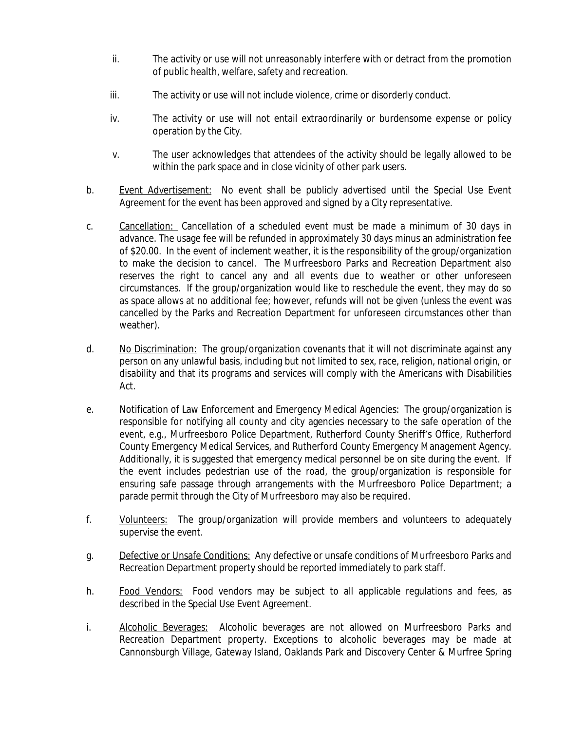ii. The activity or use will not unreasonably interfere with or detract from the promotion of public health, welfare, safety and recreation.

iii. The activity or use will not include violence, crime or disorderly conduct.

iv. The activity or use will not entail extraordinarily or burdensome expense or policy operation by the City.

v. The user acknowledges that attendees of the activity should be legally allowed to be within the park space and in close vicinity of other park users.

b. <u>Event Advertisement:</u> No event shall be publicly advertised until the Special Use Event Agreement for the event has been approved and signed by a City representative.

c. <u>Cancellation:</u> Cancellation of a scheduled event must be made a minimum of 30 days in advance. The usage fee will be refunded in approximately 30 days minus an administration fee of $20.00. In the event of inclement weather, it is the responsibility of the group/organization to make the decision to cancel. The Murfreesboro Parks and Recreation Department also reserves the right to cancel any and all events due to weather or other unforeseen circumstances. If the group/organization would like to reschedule the event, they may do so as space allows at no additional fee; however, refunds will not be given (unless the event was cancelled by the Parks and Recreation Department for unforeseen circumstances other than weather).

d. <u>No Discrimination:</u> The group/organization covenants that it will not discriminate against any person on any unlawful basis, including but not limited to sex, race, religion, national origin, or disability and that its programs and services will comply with the Americans with Disabilities Act.

e. <u>Notification of Law Enforcement and Emergency Medical Agencies:</u> The group/organization is responsible for notifying all county and city agencies necessary to the safe operation of the event, e.g., Murfreesboro Police Department, Rutherford County Sheriff's Office, Rutherford County Emergency Medical Services, and Rutherford County Emergency Management Agency. Additionally, it is suggested that emergency medical personnel be on site during the event. If the event includes pedestrian use of the road, the group/organization is responsible for ensuring safe passage through arrangements with the Murfreesboro Police Department; a parade permit through the City of Murfreesboro may also be required.

f. <u>Volunteers:</u> The group/organization will provide members and volunteers to adequately supervise the event.

g. <u>Defective or Unsafe Conditions:</u> Any defective or unsafe conditions of Murfreesboro Parks and Recreation Department property should be reported immediately to park staff.

h. <u>Food Vendors:</u> Food vendors may be subject to all applicable regulations and fees, as described in the Special Use Event Agreement.

i. <u>Alcoholic Beverages:</u> Alcoholic beverages are not allowed on Murfreesboro Parks and Recreation Department property. Exceptions to alcoholic beverages may be made at Cannonsburgh Village, Gateway Island, Oaklands Park and Discovery Center & Murfree Spring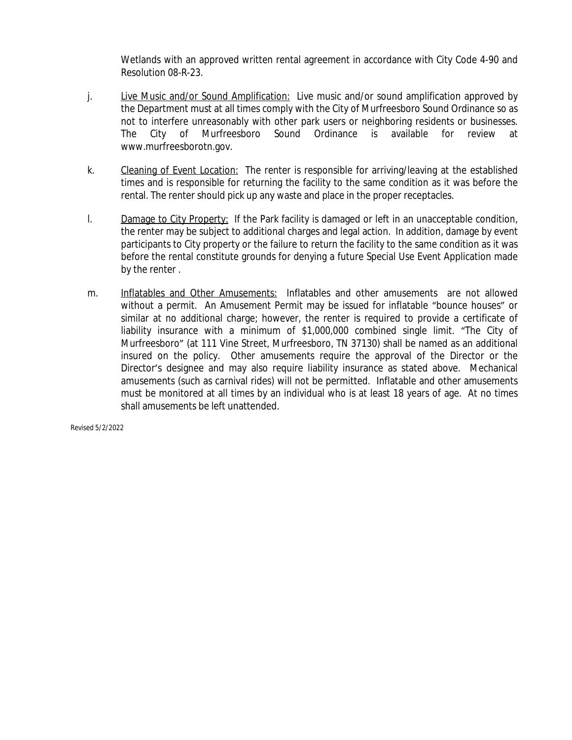Wetlands with an approved written rental agreement in accordance with City Code 4-90 and Resolution 08-R-23.

j. Live Music and/or Sound Amplification: Live music and/or sound amplification approved by the Department must at all times comply with the City of Murfreesboro Sound Ordinance so as not to interfere unreasonably with other park users or neighboring residents or businesses. The City of Murfreesboro Sound Ordinance is available for review at www.murfreesborotn.gov.

k. Cleaning of Event Location: The renter is responsible for arriving/leaving at the established times and is responsible for returning the facility to the same condition as it was before the rental. The renter should pick up any waste and place in the proper receptacles.

l. Damage to City Property: If the Park facility is damaged or left in an unacceptable condition, the renter may be subject to additional charges and legal action. In addition, damage by event participants to City property or the failure to return the facility to the same condition as it was before the rental constitute grounds for denying a future Special Use Event Application made by the renter .

m. Inflatables and Other Amusements: Inflatables and other amusements are not allowed without a permit. An Amusement Permit may be issued for inflatable "bounce houses" or similar at no additional charge; however, the renter is required to provide a certificate of liability insurance with a minimum of $1,000,000 combined single limit. "The City of Murfreesboro" (at 111 Vine Street, Murfreesboro, TN 37130) shall be named as an additional insured on the policy. Other amusements require the approval of the Director or the Director's designee and may also require liability insurance as stated above. Mechanical amusements (such as carnival rides) will not be permitted. Inflatable and other amusements must be monitored at all times by an individual who is at least 18 years of age. At no times shall amusements be left unattended.

Revised 5/2/2022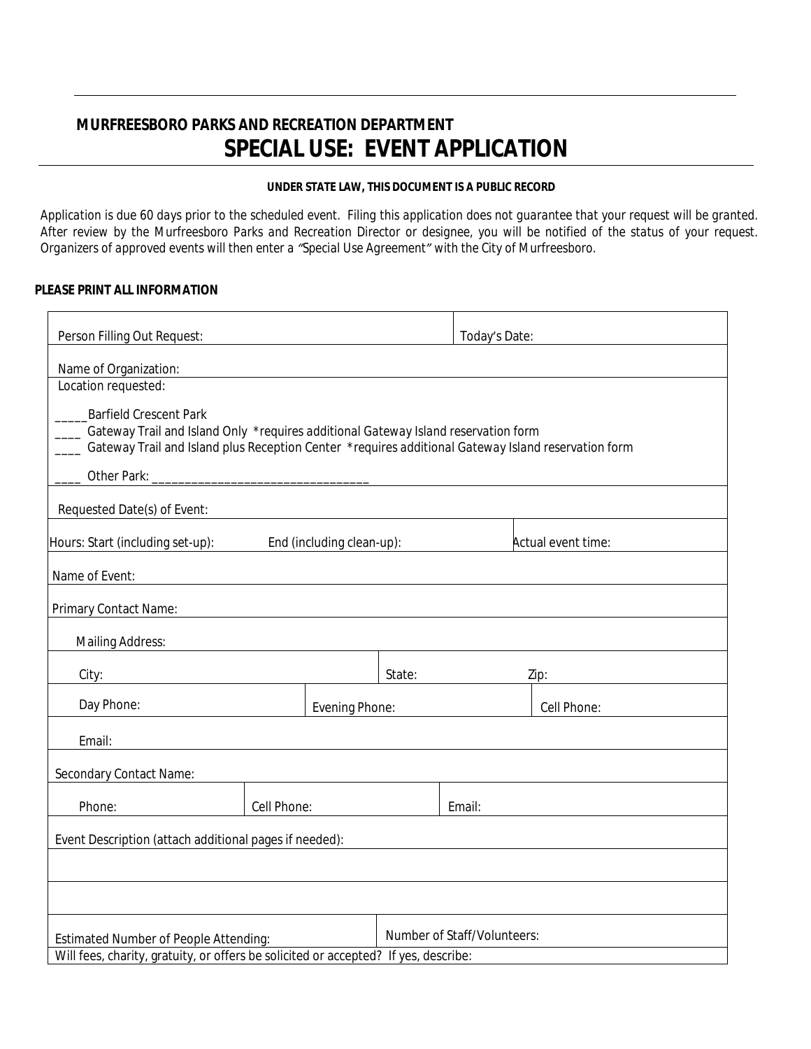**MURFREESBORO PARKS AND RECREATION DEPARTMENT**

# SPECIAL USE: EVENT APPLICATION

**UNDER STATE LAW, THIS DOCUMENT IS A PUBLIC RECORD**

Application is due 60 days prior to the scheduled event. Filing this application does not guarantee that your request will be granted. After review by the Murfreesboro Parks and Recreation Director or designee, you will be notified of the status of your request. Organizers of approved events will then enter a "Special Use Agreement" with the City of Murfreesboro.

**PLEASE PRINT ALL INFORMATION**

Person Filling Out Request: | Today's Date:

Name of Organization:

Location requested:

_____Barfield Crescent Park
____ Gateway Trail and Island Only *requires additional Gateway Island reservation form
____ Gateway Trail and Island plus Reception Center *requires additional Gateway Island reservation form
____ Other Park: _______________________________

Requested Date(s) of Event:

Hours: Start (including set-up): | End (including clean-up): | Actual event time:

Name of Event:

Primary Contact Name:

Mailing Address:

City: | State: | Zip:

Day Phone: | Evening Phone: | Cell Phone:

Email:

Secondary Contact Name:

Phone: | Cell Phone: | Email:

Event Description (attach additional pages if needed):

Estimated Number of People Attending: | Number of Staff/Volunteers:

Will fees, charity, gratuity, or offers be solicited or accepted? If yes, describe: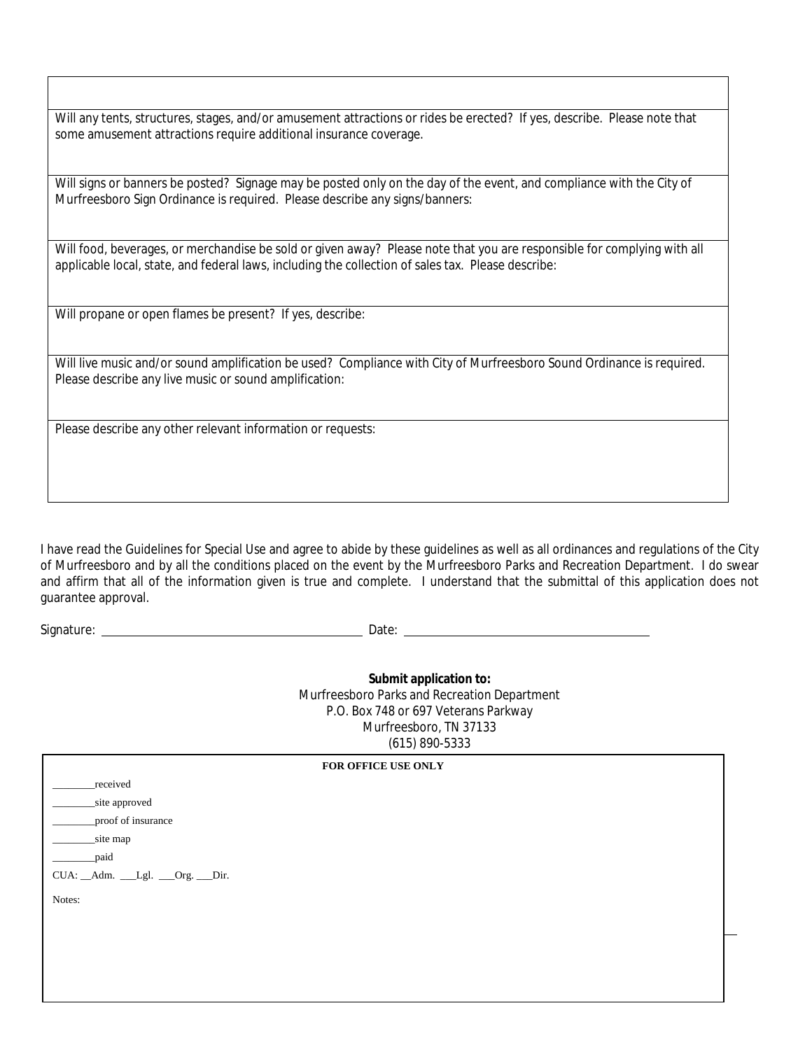Will any tents, structures, stages, and/or amusement attractions or rides be erected? If yes, describe. Please note that some amusement attractions require additional insurance coverage.

Will signs or banners be posted? Signage may be posted only on the day of the event, and compliance with the City of Murfreesboro Sign Ordinance is required. Please describe any signs/banners:

Will food, beverages, or merchandise be sold or given away? Please note that you are responsible for complying with all applicable local, state, and federal laws, including the collection of sales tax. Please describe:

Will propane or open flames be present? If yes, describe:

Will live music and/or sound amplification be used? Compliance with City of Murfreesboro Sound Ordinance is required. Please describe any live music or sound amplification:

Please describe any other relevant information or requests:

I have read the Guidelines for Special Use and agree to abide by these guidelines as well as all ordinances and regulations of the City of Murfreesboro and by all the conditions placed on the event by the Murfreesboro Parks and Recreation Department. I do swear and affirm that all of the information given is true and complete. I understand that the submittal of this application does not guarantee approval.

Signature: ______________________________ Date: ______________________________

**Submit application to:**
Murfreesboro Parks and Recreation Department
P.O. Box 748 or 697 Veterans Parkway
Murfreesboro, TN 37133
(615) 890-5333

**FOR OFFICE USE ONLY**

________received

________site approved

________proof of insurance

________site map

________paid

CUA: __Adm. ___Lgl. ___Org. ___Dir.

Notes: